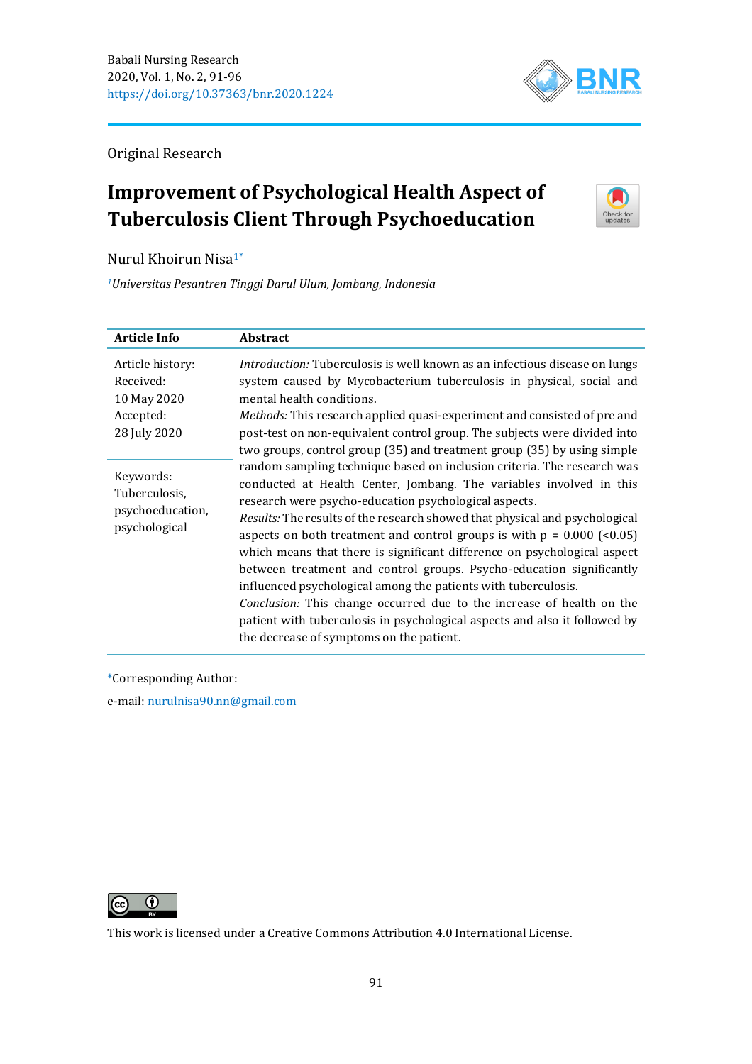Original Research

# Improvement of Psychological Health Aspect of Tuberculosis Client Through Psychoeducation

Nurul Khoirun Nisa[1*]

[1]*Universitas Pesantren Tinggi Darul Ulum, Jombang, Indonesia*

| Article Info | Abstract |
|---|---|
| Article history:<br>Received:<br>10 May 2020<br>Accepted:<br>28 July 2020<br><br>Keywords:<br>Tuberculosis, psychoeducation, psychological | *Introduction:* Tuberculosis is well known as an infectious disease on lungs system caused by Mycobacterium tuberculosis in physical, social and mental health conditions.<br>*Methods:* This research applied quasi-experiment and consisted of pre and post-test on non-equivalent control group. The subjects were divided into two groups, control group (35) and treatment group (35) by using simple random sampling technique based on inclusion criteria. The research was conducted at Health Center, Jombang. The variables involved in this research were psycho-education psychological aspects.<br>*Results:* The results of the research showed that physical and psychological aspects on both treatment and control groups is with p = 0.000 (<0.05) which means that there is significant difference on psychological aspect between treatment and control groups. Psycho-education significantly influenced psychological among the patients with tuberculosis.<br>*Conclusion:* This change occurred due to the increase of health on the patient with tuberculosis in psychological aspects and also it followed by the decrease of symptoms on the patient. |

*Corresponding Author:

e-mail: nurulnisa90.nn@gmail.com

This work is licensed under a Creative Commons Attribution 4.0 International License.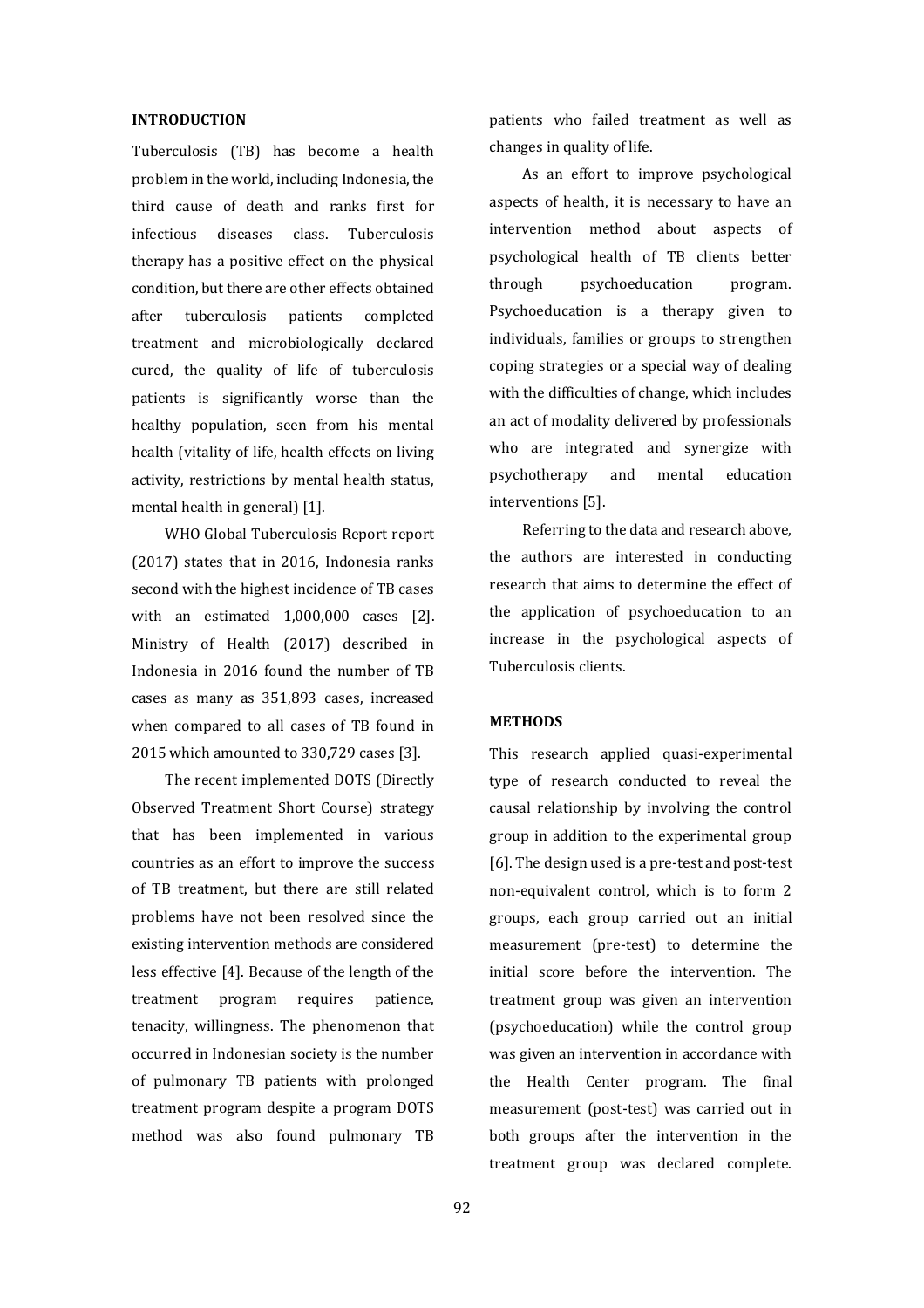## INTRODUCTION

Tuberculosis (TB) has become a health problem in the world, including Indonesia, the third cause of death and ranks first for infectious diseases class. Tuberculosis therapy has a positive effect on the physical condition, but there are other effects obtained after tuberculosis patients completed treatment and microbiologically declared cured, the quality of life of tuberculosis patients is significantly worse than the healthy population, seen from his mental health (vitality of life, health effects on living activity, restrictions by mental health status, mental health in general) [1].

WHO Global Tuberculosis Report report (2017) states that in 2016, Indonesia ranks second with the highest incidence of TB cases with an estimated 1,000,000 cases [2]. Ministry of Health (2017) described in Indonesia in 2016 found the number of TB cases as many as 351,893 cases, increased when compared to all cases of TB found in 2015 which amounted to 330,729 cases [3].

The recent implemented DOTS (Directly Observed Treatment Short Course) strategy that has been implemented in various countries as an effort to improve the success of TB treatment, but there are still related problems have not been resolved since the existing intervention methods are considered less effective [4]. Because of the length of the treatment program requires patience, tenacity, willingness. The phenomenon that occurred in Indonesian society is the number of pulmonary TB patients with prolonged treatment program despite a program DOTS method was also found pulmonary TB patients who failed treatment as well as changes in quality of life.

As an effort to improve psychological aspects of health, it is necessary to have an intervention method about aspects of psychological health of TB clients better through psychoeducation program. Psychoeducation is a therapy given to individuals, families or groups to strengthen coping strategies or a special way of dealing with the difficulties of change, which includes an act of modality delivered by professionals who are integrated and synergize with psychotherapy and mental education interventions [5].

Referring to the data and research above, the authors are interested in conducting research that aims to determine the effect of the application of psychoeducation to an increase in the psychological aspects of Tuberculosis clients.

## METHODS

This research applied quasi-experimental type of research conducted to reveal the causal relationship by involving the control group in addition to the experimental group [6]. The design used is a pre-test and post-test non-equivalent control, which is to form 2 groups, each group carried out an initial measurement (pre-test) to determine the initial score before the intervention. The treatment group was given an intervention (psychoeducation) while the control group was given an intervention in accordance with the Health Center program. The final measurement (post-test) was carried out in both groups after the intervention in the treatment group was declared complete.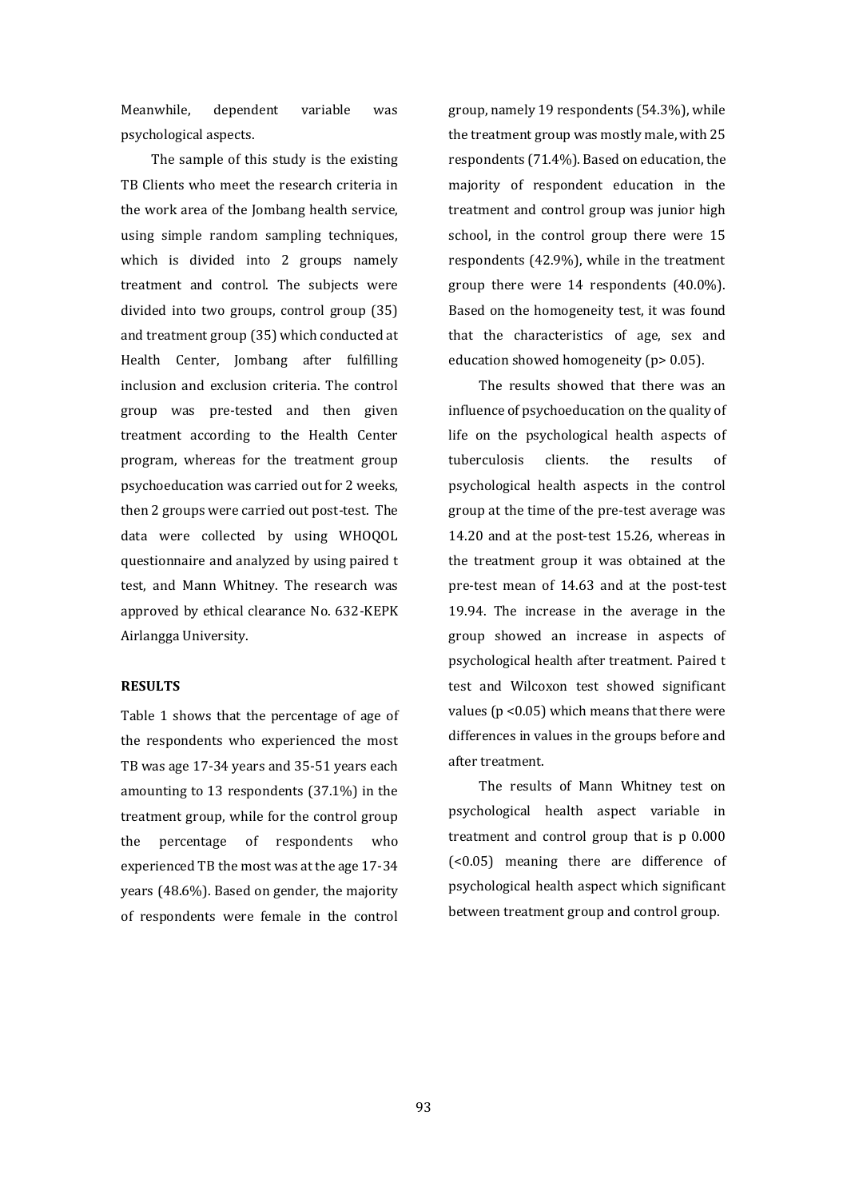Meanwhile, dependent variable was psychological aspects.

The sample of this study is the existing TB Clients who meet the research criteria in the work area of the Jombang health service, using simple random sampling techniques, which is divided into 2 groups namely treatment and control. The subjects were divided into two groups, control group (35) and treatment group (35) which conducted at Health Center, Jombang after fulfilling inclusion and exclusion criteria. The control group was pre-tested and then given treatment according to the Health Center program, whereas for the treatment group psychoeducation was carried out for 2 weeks, then 2 groups were carried out post-test. The data were collected by using WHOQOL questionnaire and analyzed by using paired t test, and Mann Whitney. The research was approved by ethical clearance No. 632-KEPK Airlangga University.

## RESULTS

Table 1 shows that the percentage of age of the respondents who experienced the most TB was age 17-34 years and 35-51 years each amounting to 13 respondents (37.1%) in the treatment group, while for the control group the percentage of respondents who experienced TB the most was at the age 17-34 years (48.6%). Based on gender, the majority of respondents were female in the control group, namely 19 respondents (54.3%), while the treatment group was mostly male, with 25 respondents (71.4%). Based on education, the majority of respondent education in the treatment and control group was junior high school, in the control group there were 15 respondents (42.9%), while in the treatment group there were 14 respondents (40.0%). Based on the homogeneity test, it was found that the characteristics of age, sex and education showed homogeneity ($p > 0.05$).

The results showed that there was an influence of psychoeducation on the quality of life on the psychological health aspects of tuberculosis clients. the results of psychological health aspects in the control group at the time of the pre-test average was 14.20 and at the post-test 15.26, whereas in the treatment group it was obtained at the pre-test mean of 14.63 and at the post-test 19.94. The increase in the average in the group showed an increase in aspects of psychological health after treatment. Paired t test and Wilcoxon test showed significant values ($p < 0.05$) which means that there were differences in values in the groups before and after treatment.

The results of Mann Whitney test on psychological health aspect variable in treatment and control group that is p 0.000 ($<0.05$) meaning there are difference of psychological health aspect which significant between treatment group and control group.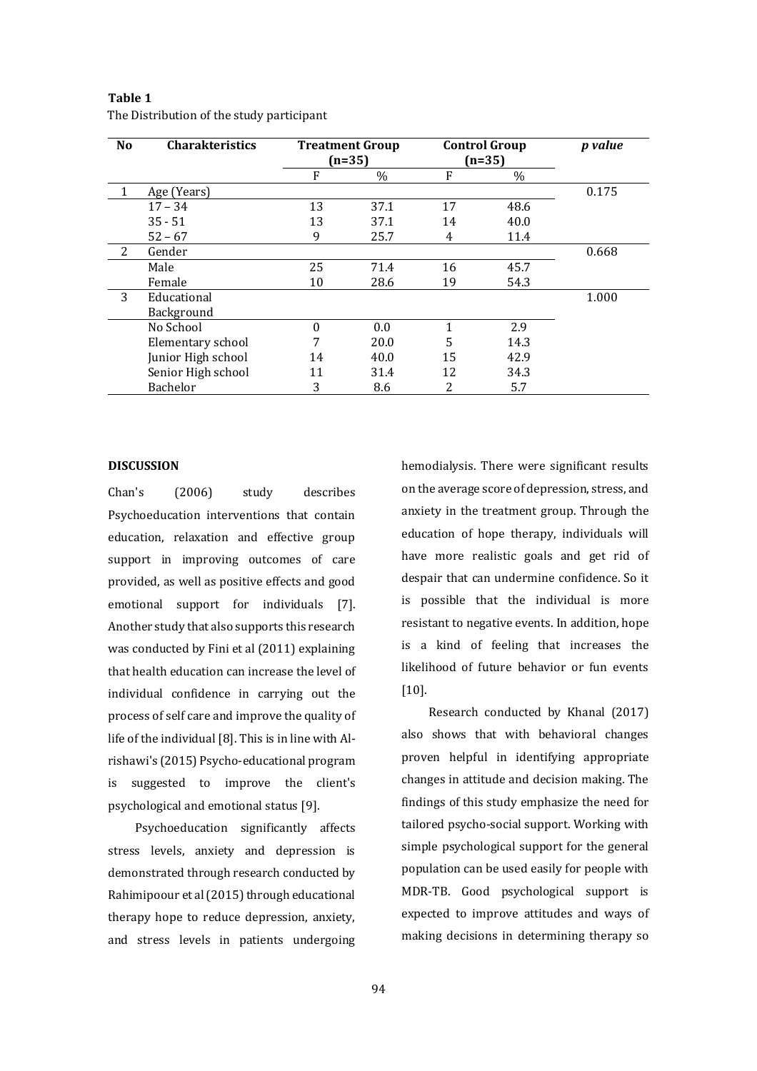**Table 1**

The Distribution of the study participant

| No | Charakteristics | Treatment Group (n=35) | | Control Group (n=35) | | *p value* |
|---|---|---|---|---|---|---|
| | | F | % | F | % | |
| 1 | Age (Years) | | | | | 0.175 |
| | 17 – 34 | 13 | 37.1 | 17 | 48.6 | |
| | 35 - 51 | 13 | 37.1 | 14 | 40.0 | |
| | 52 – 67 | 9 | 25.7 | 4 | 11.4 | |
| 2 | Gender | | | | | 0.668 |
| | Male | 25 | 71.4 | 16 | 45.7 | |
| | Female | 10 | 28.6 | 19 | 54.3 | |
| 3 | Educational Background | | | | | 1.000 |
| | No School | 0 | 0.0 | 1 | 2.9 | |
| | Elementary school | 7 | 20.0 | 5 | 14.3 | |
| | Junior High school | 14 | 40.0 | 15 | 42.9 | |
| | Senior High school | 11 | 31.4 | 12 | 34.3 | |
| | Bachelor | 3 | 8.6 | 2 | 5.7 | |

## DISCUSSION

Chan's (2006) study describes Psychoeducation interventions that contain education, relaxation and effective group support in improving outcomes of care provided, as well as positive effects and good emotional support for individuals [7]. Another study that also supports this research was conducted by Fini et al (2011) explaining that health education can increase the level of individual confidence in carrying out the process of self care and improve the quality of life of the individual [8]. This is in line with Al-rishawi's (2015) Psycho-educational program is suggested to improve the client's psychological and emotional status [9].

Psychoeducation significantly affects stress levels, anxiety and depression is demonstrated through research conducted by Rahimipoour et al (2015) through educational therapy hope to reduce depression, anxiety, and stress levels in patients undergoing hemodialysis. There were significant results on the average score of depression, stress, and anxiety in the treatment group. Through the education of hope therapy, individuals will have more realistic goals and get rid of despair that can undermine confidence. So it is possible that the individual is more resistant to negative events. In addition, hope is a kind of feeling that increases the likelihood of future behavior or fun events [10].

Research conducted by Khanal (2017) also shows that with behavioral changes proven helpful in identifying appropriate changes in attitude and decision making. The findings of this study emphasize the need for tailored psycho-social support. Working with simple psychological support for the general population can be used easily for people with MDR-TB. Good psychological support is expected to improve attitudes and ways of making decisions in determining therapy so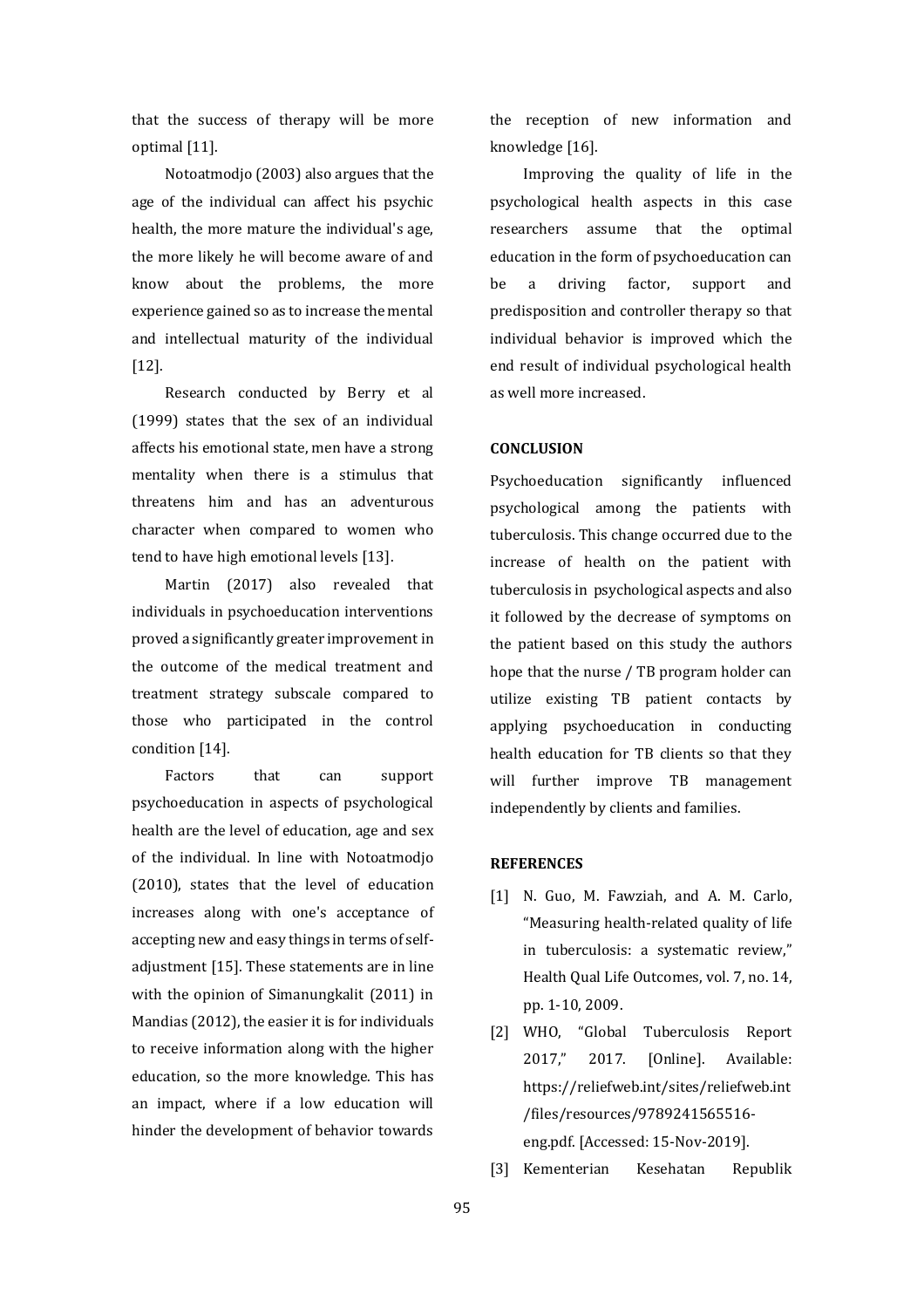that the success of therapy will be more optimal [11].

Notoatmodjo (2003) also argues that the age of the individual can affect his psychic health, the more mature the individual's age, the more likely he will become aware of and know about the problems, the more experience gained so as to increase the mental and intellectual maturity of the individual [12].

Research conducted by Berry et al (1999) states that the sex of an individual affects his emotional state, men have a strong mentality when there is a stimulus that threatens him and has an adventurous character when compared to women who tend to have high emotional levels [13].

Martin (2017) also revealed that individuals in psychoeducation interventions proved a significantly greater improvement in the outcome of the medical treatment and treatment strategy subscale compared to those who participated in the control condition [14].

Factors that can support psychoeducation in aspects of psychological health are the level of education, age and sex of the individual. In line with Notoatmodjo (2010), states that the level of education increases along with one's acceptance of accepting new and easy things in terms of self-adjustment [15]. These statements are in line with the opinion of Simanungkalit (2011) in Mandias (2012), the easier it is for individuals to receive information along with the higher education, so the more knowledge. This has an impact, where if a low education will hinder the development of behavior towards the reception of new information and knowledge [16].

Improving the quality of life in the psychological health aspects in this case researchers assume that the optimal education in the form of psychoeducation can be a driving factor, support and predisposition and controller therapy so that individual behavior is improved which the end result of individual psychological health as well more increased.

## CONCLUSION

Psychoeducation significantly influenced psychological among the patients with tuberculosis. This change occurred due to the increase of health on the patient with tuberculosis in psychological aspects and also it followed by the decrease of symptoms on the patient based on this study the authors hope that the nurse / TB program holder can utilize existing TB patient contacts by applying psychoeducation in conducting health education for TB clients so that they will further improve TB management independently by clients and families.

## REFERENCES

[1] N. Guo, M. Fawziah, and A. M. Carlo, "Measuring health-related quality of life in tuberculosis: a systematic review," Health Qual Life Outcomes, vol. 7, no. 14, pp. 1-10, 2009.

[2] WHO, "Global Tuberculosis Report 2017," 2017. [Online]. Available: https://reliefweb.int/sites/reliefweb.int/files/resources/9789241565516-eng.pdf. [Accessed: 15-Nov-2019].

[3] Kementerian Kesehatan Republik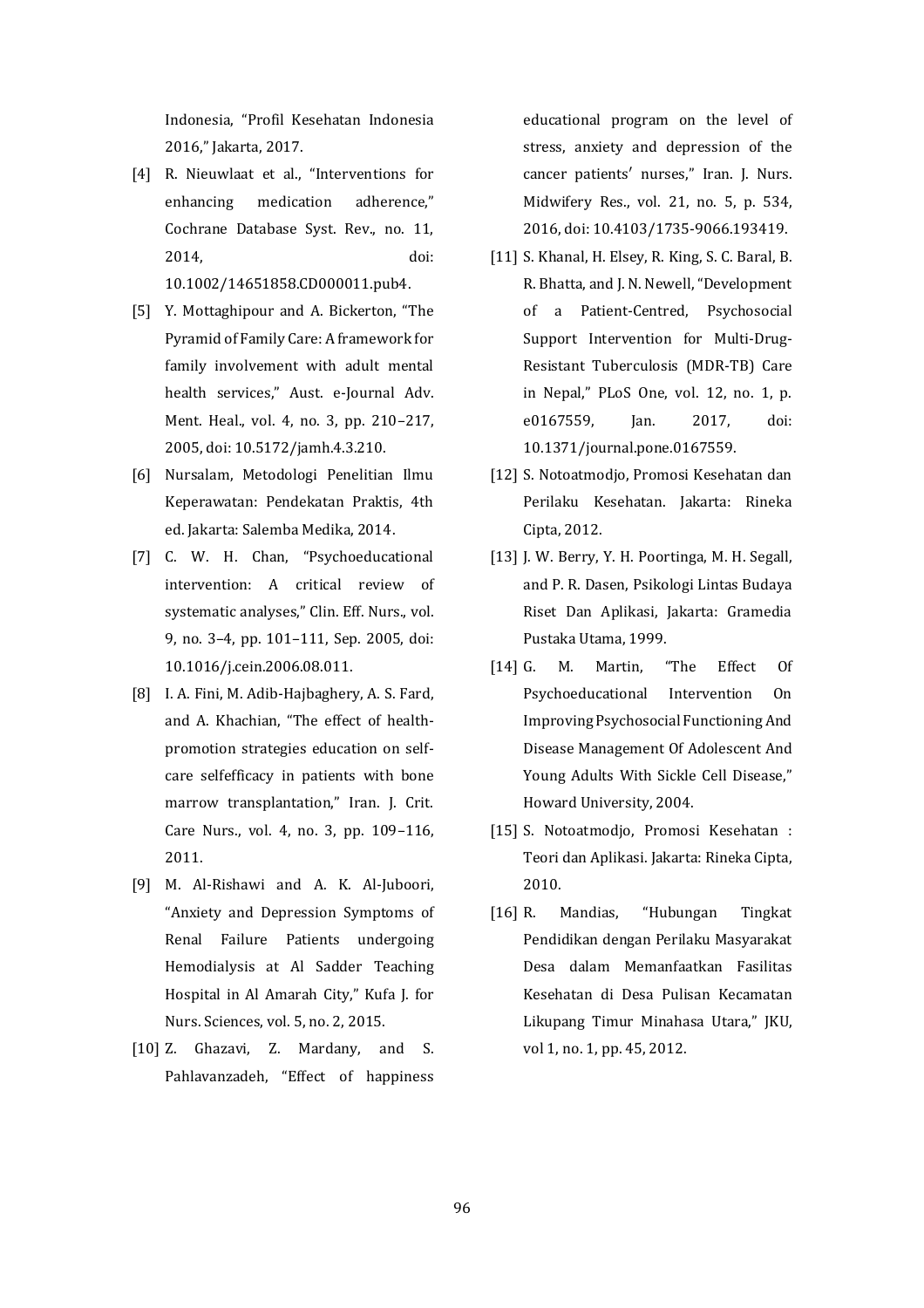Indonesia, "Profil Kesehatan Indonesia 2016," Jakarta, 2017.

[4] R. Nieuwlaat et al., "Interventions for enhancing medication adherence," Cochrane Database Syst. Rev., no. 11, 2014, doi: 10.1002/14651858.CD000011.pub4.

[5] Y. Mottaghipour and A. Bickerton, "The Pyramid of Family Care: A framework for family involvement with adult mental health services," Aust. e-Journal Adv. Ment. Heal., vol. 4, no. 3, pp. 210–217, 2005, doi: 10.5172/jamh.4.3.210.

[6] Nursalam, Metodologi Penelitian Ilmu Keperawatan: Pendekatan Praktis, 4th ed. Jakarta: Salemba Medika, 2014.

[7] C. W. H. Chan, "Psychoeducational intervention: A critical review of systematic analyses," Clin. Eff. Nurs., vol. 9, no. 3–4, pp. 101–111, Sep. 2005, doi: 10.1016/j.cein.2006.08.011.

[8] I. A. Fini, M. Adib-Hajbaghery, A. S. Fard, and A. Khachian, "The effect of health-promotion strategies education on self-care selfefficacy in patients with bone marrow transplantation," Iran. J. Crit. Care Nurs., vol. 4, no. 3, pp. 109–116, 2011.

[9] M. Al-Rishawi and A. K. Al-Juboori, "Anxiety and Depression Symptoms of Renal Failure Patients undergoing Hemodialysis at Al Sadder Teaching Hospital in Al Amarah City," Kufa J. for Nurs. Sciences, vol. 5, no. 2, 2015.

[10] Z. Ghazavi, Z. Mardany, and S. Pahlavanzadeh, "Effect of happiness educational program on the level of stress, anxiety and depression of the cancer patients′ nurses," Iran. J. Nurs. Midwifery Res., vol. 21, no. 5, p. 534, 2016, doi: 10.4103/1735-9066.193419.

[11] S. Khanal, H. Elsey, R. King, S. C. Baral, B. R. Bhatta, and J. N. Newell, "Development of a Patient-Centred, Psychosocial Support Intervention for Multi-Drug-Resistant Tuberculosis (MDR-TB) Care in Nepal," PLoS One, vol. 12, no. 1, p. e0167559, Jan. 2017, doi: 10.1371/journal.pone.0167559.

[12] S. Notoatmodjo, Promosi Kesehatan dan Perilaku Kesehatan. Jakarta: Rineka Cipta, 2012.

[13] J. W. Berry, Y. H. Poortinga, M. H. Segall, and P. R. Dasen, Psikologi Lintas Budaya Riset Dan Aplikasi, Jakarta: Gramedia Pustaka Utama, 1999.

[14] G. M. Martin, "The Effect Of Psychoeducational Intervention On Improving Psychosocial Functioning And Disease Management Of Adolescent And Young Adults With Sickle Cell Disease," Howard University, 2004.

[15] S. Notoatmodjo, Promosi Kesehatan : Teori dan Aplikasi. Jakarta: Rineka Cipta, 2010.

[16] R. Mandias, "Hubungan Tingkat Pendidikan dengan Perilaku Masyarakat Desa dalam Memanfaatkan Fasilitas Kesehatan di Desa Pulisan Kecamatan Likupang Timur Minahasa Utara," JKU, vol 1, no. 1, pp. 45, 2012.